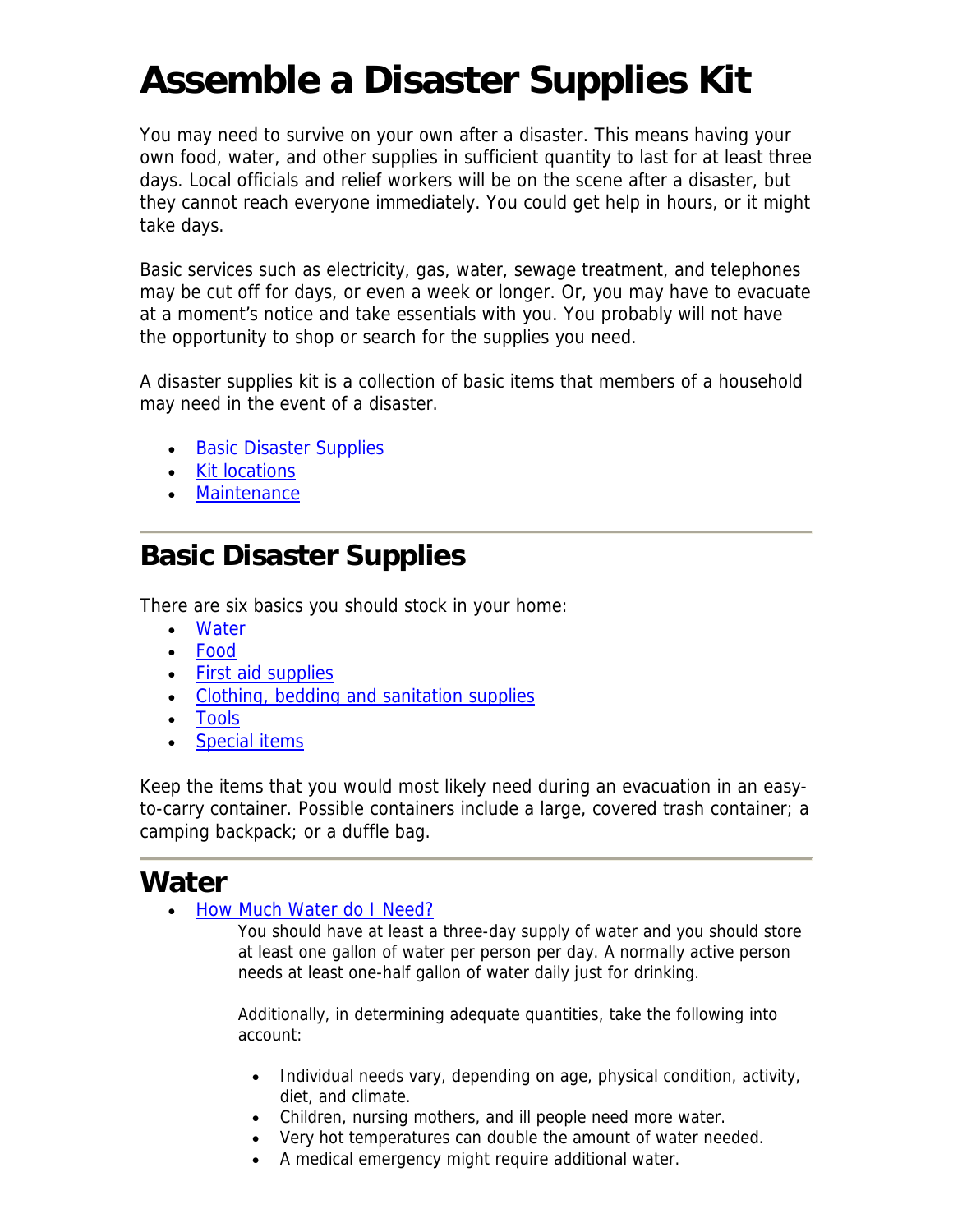# Assemble a Disaster Supplies Kit

You may need to survive on your own after a disaster. This means having your own food, water, and other supplies in sufficient quantity to last for at least three days. Local officials and relief workers will be on the scene after a disaster, but they cannot reach everyone immediately. You could get help in hours, or it might take days.

Basic services such as electricity, gas, water, sewage treatment, and telephones may be cut off for days, or even a week or longer. Or, you may have to evacuate at a moment's notice and take essentials with you. You probably will not have the opportunity to shop or search for the supplies you need.

A disaster supplies kit is a collection of basic items that members of a household may need in the event of a disaster.

- Basic Disaster Supplies
- Kit locations
- Maintenance

---

## Basic Disaster Supplies

There are six basics you should stock in your home:

- Water
- Food
- First aid supplies
- Clothing, bedding and sanitation supplies
- Tools
- Special items

Keep the items that you would most likely need during an evacuation in an easy-to-carry container. Possible containers include a large, covered trash container; a camping backpack; or a duffle bag.

---

## Water

- How Much Water do I Need?

  You should have at least a three-day supply of water and you should store at least one gallon of water per person per day. A normally active person needs at least one-half gallon of water daily just for drinking.

  Additionally, in determining adequate quantities, take the following into account:

  - Individual needs vary, depending on age, physical condition, activity, diet, and climate.
  - Children, nursing mothers, and ill people need more water.
  - Very hot temperatures can double the amount of water needed.
  - A medical emergency might require additional water.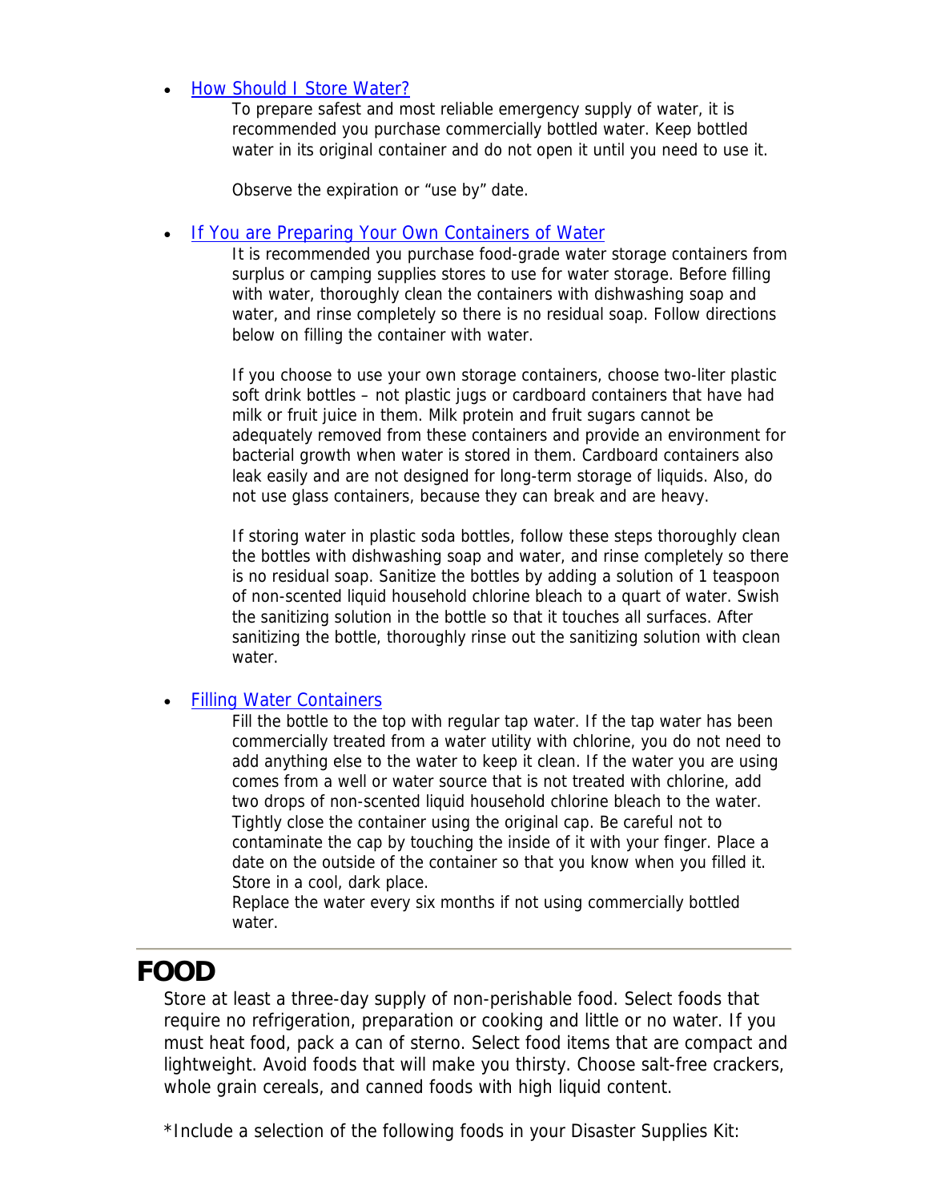- [How Should I Store Water?]

  To prepare safest and most reliable emergency supply of water, it is recommended you purchase commercially bottled water. Keep bottled water in its original container and do not open it until you need to use it.

  Observe the expiration or "use by" date.

- [If You are Preparing Your Own Containers of Water]

  It is recommended you purchase food-grade water storage containers from surplus or camping supplies stores to use for water storage. Before filling with water, thoroughly clean the containers with dishwashing soap and water, and rinse completely so there is no residual soap. Follow directions below on filling the container with water.

  If you choose to use your own storage containers, choose two-liter plastic soft drink bottles – not plastic jugs or cardboard containers that have had milk or fruit juice in them. Milk protein and fruit sugars cannot be adequately removed from these containers and provide an environment for bacterial growth when water is stored in them. Cardboard containers also leak easily and are not designed for long-term storage of liquids. Also, do not use glass containers, because they can break and are heavy.

  If storing water in plastic soda bottles, follow these steps thoroughly clean the bottles with dishwashing soap and water, and rinse completely so there is no residual soap. Sanitize the bottles by adding a solution of 1 teaspoon of non-scented liquid household chlorine bleach to a quart of water. Swish the sanitizing solution in the bottle so that it touches all surfaces. After sanitizing the bottle, thoroughly rinse out the sanitizing solution with clean water.

- [Filling Water Containers]

  Fill the bottle to the top with regular tap water. If the tap water has been commercially treated from a water utility with chlorine, you do not need to add anything else to the water to keep it clean. If the water you are using comes from a well or water source that is not treated with chlorine, add two drops of non-scented liquid household chlorine bleach to the water. Tightly close the container using the original cap. Be careful not to contaminate the cap by touching the inside of it with your finger. Place a date on the outside of the container so that you know when you filled it. Store in a cool, dark place.
  Replace the water every six months if not using commercially bottled water.

---

# FOOD

Store at least a three-day supply of non-perishable food. Select foods that require no refrigeration, preparation or cooking and little or no water. If you must heat food, pack a can of sterno. Select food items that are compact and lightweight. Avoid foods that will make you thirsty. Choose salt-free crackers, whole grain cereals, and canned foods with high liquid content.

*Include a selection of the following foods in your Disaster Supplies Kit: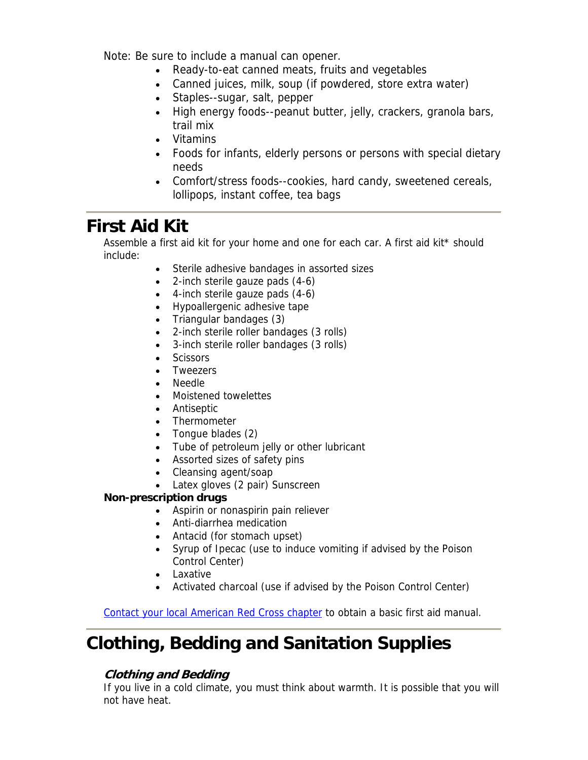Note: Be sure to include a manual can opener.

- Ready-to-eat canned meats, fruits and vegetables
- Canned juices, milk, soup (if powdered, store extra water)
- Staples--sugar, salt, pepper
- High energy foods--peanut butter, jelly, crackers, granola bars, trail mix
- Vitamins
- Foods for infants, elderly persons or persons with special dietary needs
- Comfort/stress foods--cookies, hard candy, sweetened cereals, lollipops, instant coffee, tea bags

# First Aid Kit

Assemble a first aid kit for your home and one for each car. A first aid kit* should include:

- Sterile adhesive bandages in assorted sizes
- 2-inch sterile gauze pads (4-6)
- 4-inch sterile gauze pads (4-6)
- Hypoallergenic adhesive tape
- Triangular bandages (3)
- 2-inch sterile roller bandages (3 rolls)
- 3-inch sterile roller bandages (3 rolls)
- Scissors
- Tweezers
- Needle
- Moistened towelettes
- Antiseptic
- Thermometer
- Tongue blades (2)
- Tube of petroleum jelly or other lubricant
- Assorted sizes of safety pins
- Cleansing agent/soap
- Latex gloves (2 pair) Sunscreen

**Non-prescription drugs**

- Aspirin or nonaspirin pain reliever
- Anti-diarrhea medication
- Antacid (for stomach upset)
- Syrup of Ipecac (use to induce vomiting if advised by the Poison Control Center)
- Laxative
- Activated charcoal (use if advised by the Poison Control Center)

Contact your local American Red Cross chapter to obtain a basic first aid manual.

# Clothing, Bedding and Sanitation Supplies

### *Clothing and Bedding*

If you live in a cold climate, you must think about warmth. It is possible that you will not have heat.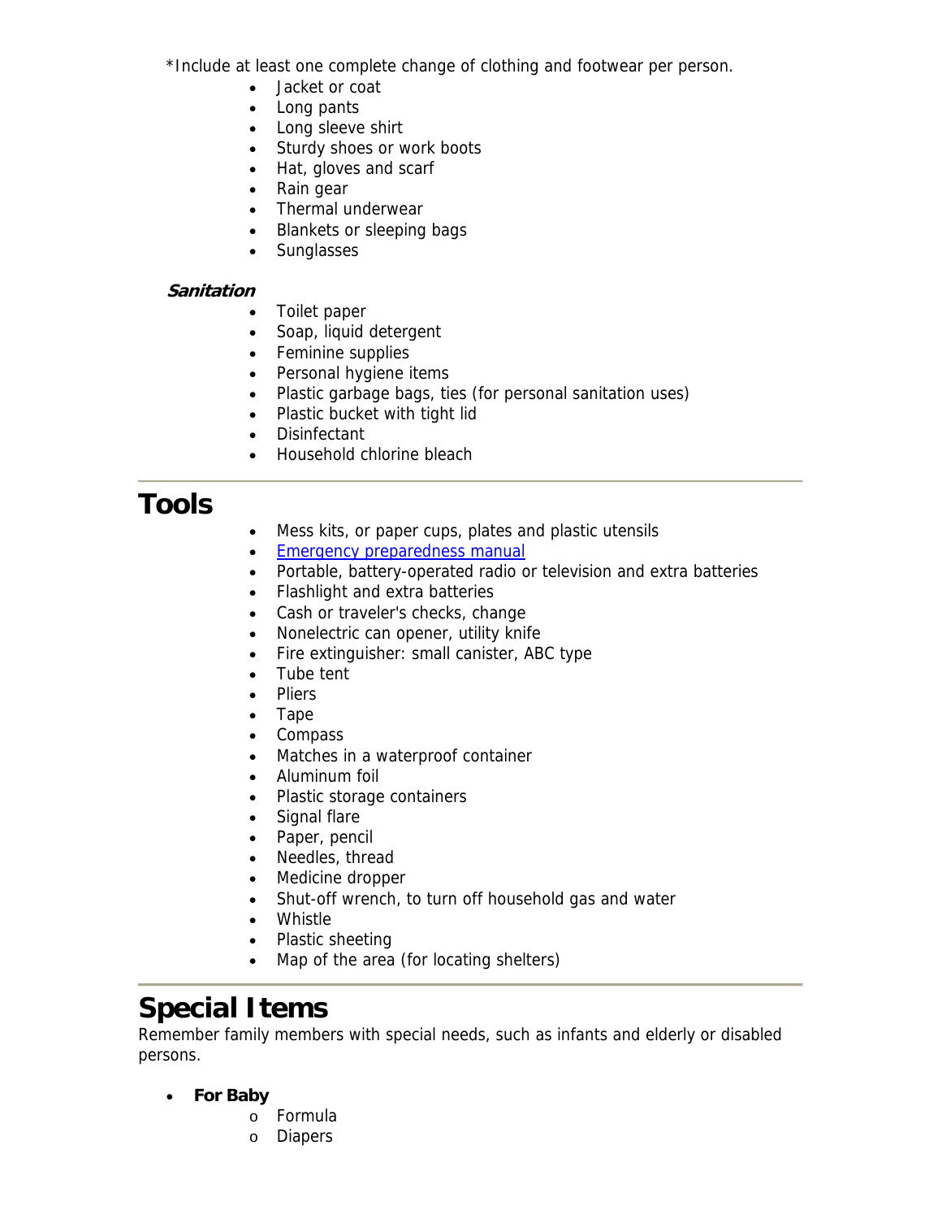*Include at least one complete change of clothing and footwear per person.

- Jacket or coat
- Long pants
- Long sleeve shirt
- Sturdy shoes or work boots
- Hat, gloves and scarf
- Rain gear
- Thermal underwear
- Blankets or sleeping bags
- Sunglasses

***Sanitation***

- Toilet paper
- Soap, liquid detergent
- Feminine supplies
- Personal hygiene items
- Plastic garbage bags, ties (for personal sanitation uses)
- Plastic bucket with tight lid
- Disinfectant
- Household chlorine bleach

---

# Tools

- Mess kits, or paper cups, plates and plastic utensils
- Emergency preparedness manual
- Portable, battery-operated radio or television and extra batteries
- Flashlight and extra batteries
- Cash or traveler's checks, change
- Nonelectric can opener, utility knife
- Fire extinguisher: small canister, ABC type
- Tube tent
- Pliers
- Tape
- Compass
- Matches in a waterproof container
- Aluminum foil
- Plastic storage containers
- Signal flare
- Paper, pencil
- Needles, thread
- Medicine dropper
- Shut-off wrench, to turn off household gas and water
- Whistle
- Plastic sheeting
- Map of the area (for locating shelters)

---

# Special Items

Remember family members with special needs, such as infants and elderly or disabled persons.

- **For Baby**
  - Formula
  - Diapers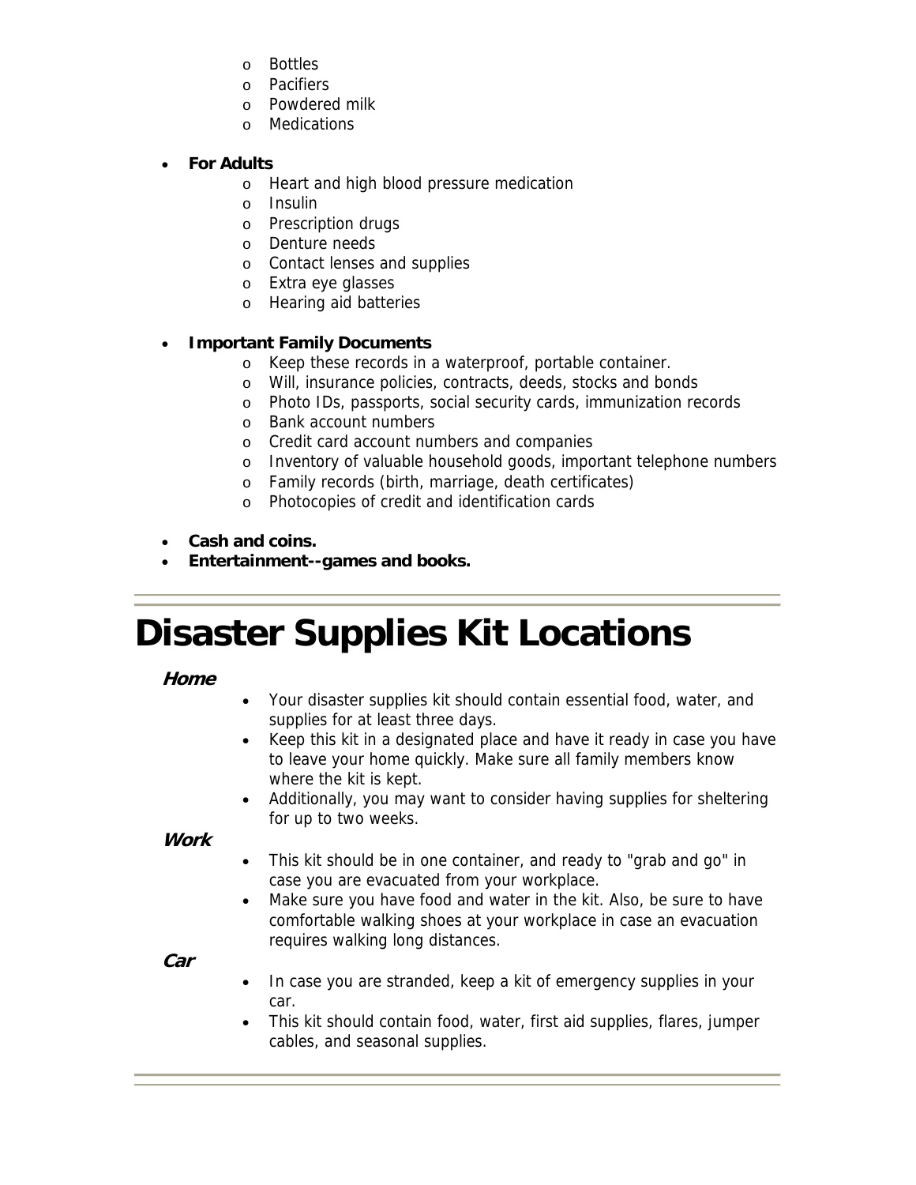- Bottles
  - Pacifiers
  - Powdered milk
  - Medications

- **For Adults**
  - Heart and high blood pressure medication
  - Insulin
  - Prescription drugs
  - Denture needs
  - Contact lenses and supplies
  - Extra eye glasses
  - Hearing aid batteries

- **Important Family Documents**
  - Keep these records in a waterproof, portable container.
  - Will, insurance policies, contracts, deeds, stocks and bonds
  - Photo IDs, passports, social security cards, immunization records
  - Bank account numbers
  - Credit card account numbers and companies
  - Inventory of valuable household goods, important telephone numbers
  - Family records (birth, marriage, death certificates)
  - Photocopies of credit and identification cards

- **Cash and coins.**
- **Entertainment--games and books.**

---

# Disaster Supplies Kit Locations

***Home***

- Your disaster supplies kit should contain essential food, water, and supplies for at least three days.
- Keep this kit in a designated place and have it ready in case you have to leave your home quickly. Make sure all family members know where the kit is kept.
- Additionally, you may want to consider having supplies for sheltering for up to two weeks.

***Work***

- This kit should be in one container, and ready to "grab and go" in case you are evacuated from your workplace.
- Make sure you have food and water in the kit. Also, be sure to have comfortable walking shoes at your workplace in case an evacuation requires walking long distances.

***Car***

- In case you are stranded, keep a kit of emergency supplies in your car.
- This kit should contain food, water, first aid supplies, flares, jumper cables, and seasonal supplies.

---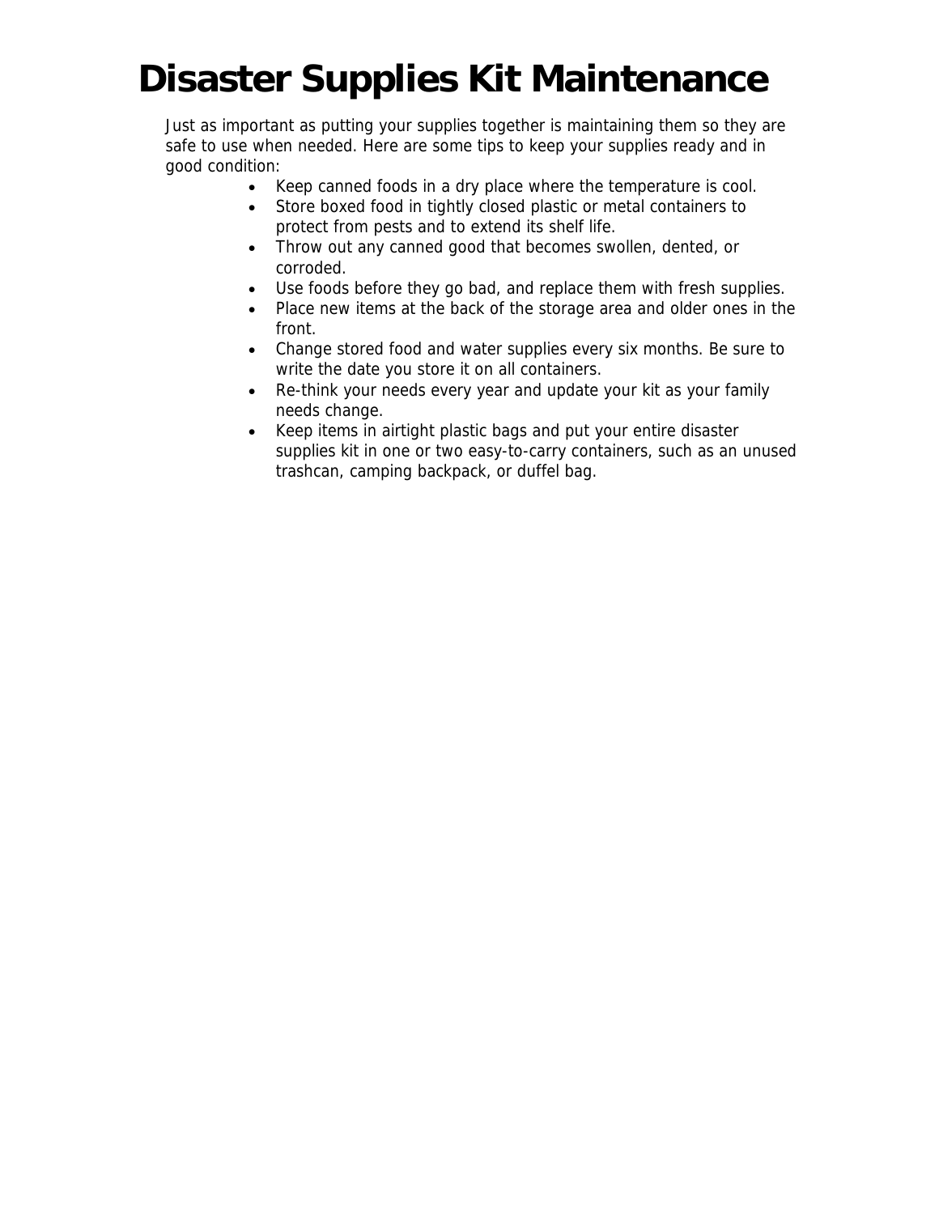# Disaster Supplies Kit Maintenance

Just as important as putting your supplies together is maintaining them so they are safe to use when needed. Here are some tips to keep your supplies ready and in good condition:

- Keep canned foods in a dry place where the temperature is cool.
- Store boxed food in tightly closed plastic or metal containers to protect from pests and to extend its shelf life.
- Throw out any canned good that becomes swollen, dented, or corroded.
- Use foods before they go bad, and replace them with fresh supplies.
- Place new items at the back of the storage area and older ones in the front.
- Change stored food and water supplies every six months. Be sure to write the date you store it on all containers.
- Re-think your needs every year and update your kit as your family needs change.
- Keep items in airtight plastic bags and put your entire disaster supplies kit in one or two easy-to-carry containers, such as an unused trashcan, camping backpack, or duffel bag.